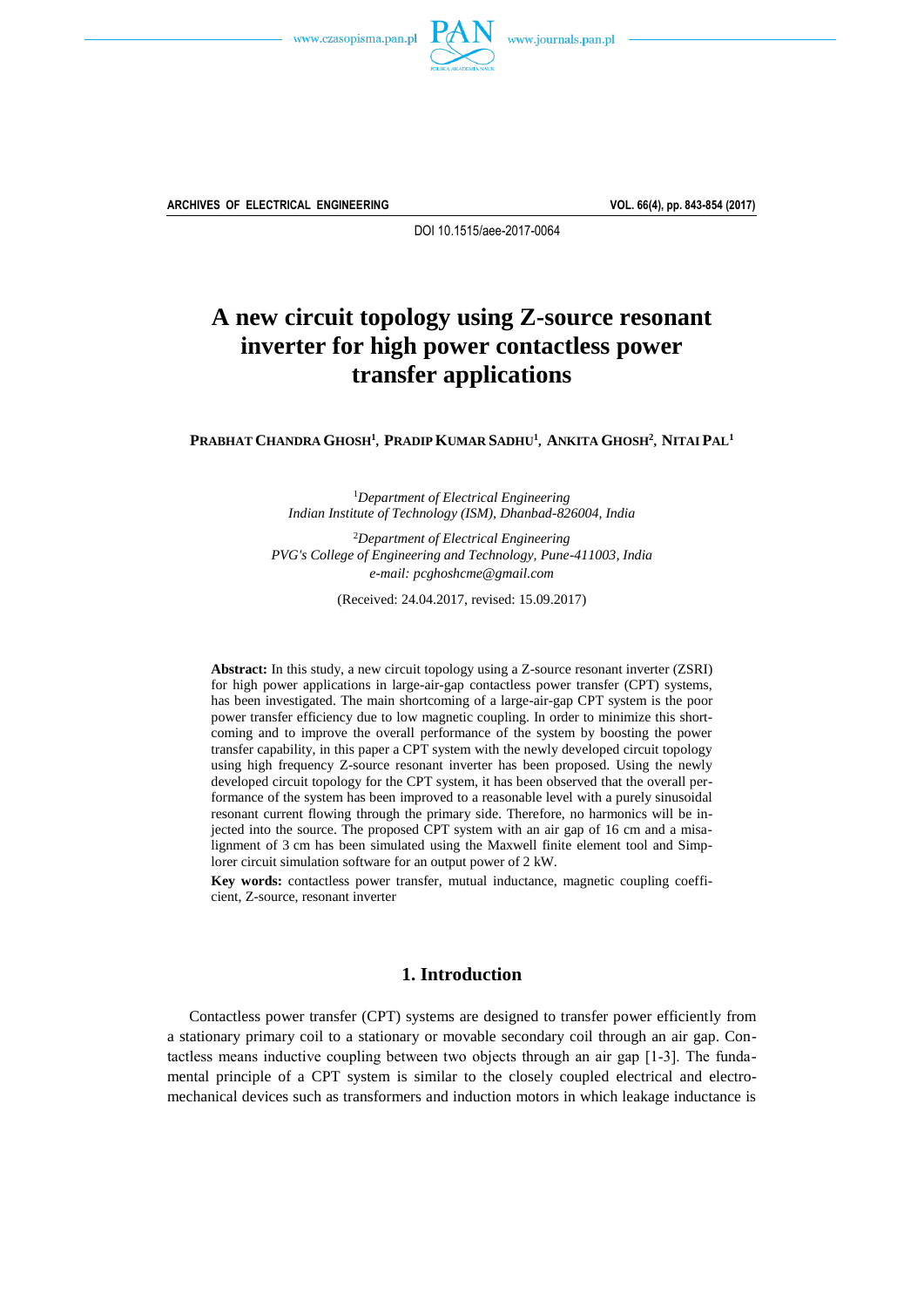DOI 10.1515/aee-2017-0064

# A new circuit topology using Z-source resonant inverter for high power contactless power transfer applications

**Prabhat Chandra Ghosh[1], Pradip Kumar Sadhu[1], Ankita Ghosh[2], Nitai Pal[1]**

[1]*Department of Electrical Engineering*
*Indian Institute of Technology (ISM), Dhanbad-826004, India*

[2]*Department of Electrical Engineering*
*PVG's College of Engineering and Technology, Pune-411003, India*
*e-mail: pcghoshcme@gmail.com*

(Received: 24.04.2017, revised: 15.09.2017)

**Abstract:** In this study, a new circuit topology using a Z-source resonant inverter (ZSRI) for high power applications in large-air-gap contactless power transfer (CPT) systems, has been investigated. The main shortcoming of a large-air-gap CPT system is the poor power transfer efficiency due to low magnetic coupling. In order to minimize this shortcoming and to improve the overall performance of the system by boosting the power transfer capability, in this paper a CPT system with the newly developed circuit topology using high frequency Z-source resonant inverter has been proposed. Using the newly developed circuit topology for the CPT system, it has been observed that the overall performance of the system has been improved to a reasonable level with a purely sinusoidal resonant current flowing through the primary side. Therefore, no harmonics will be injected into the source. The proposed CPT system with an air gap of 16 cm and a misalignment of 3 cm has been simulated using the Maxwell finite element tool and Simplorer circuit simulation software for an output power of 2 kW.

**Key words:** contactless power transfer, mutual inductance, magnetic coupling coefficient, Z-source, resonant inverter

## 1. Introduction

Contactless power transfer (CPT) systems are designed to transfer power efficiently from a stationary primary coil to a stationary or movable secondary coil through an air gap. Contactless means inductive coupling between two objects through an air gap [1-3]. The fundamental principle of a CPT system is similar to the closely coupled electrical and electromechanical devices such as transformers and induction motors in which leakage inductance is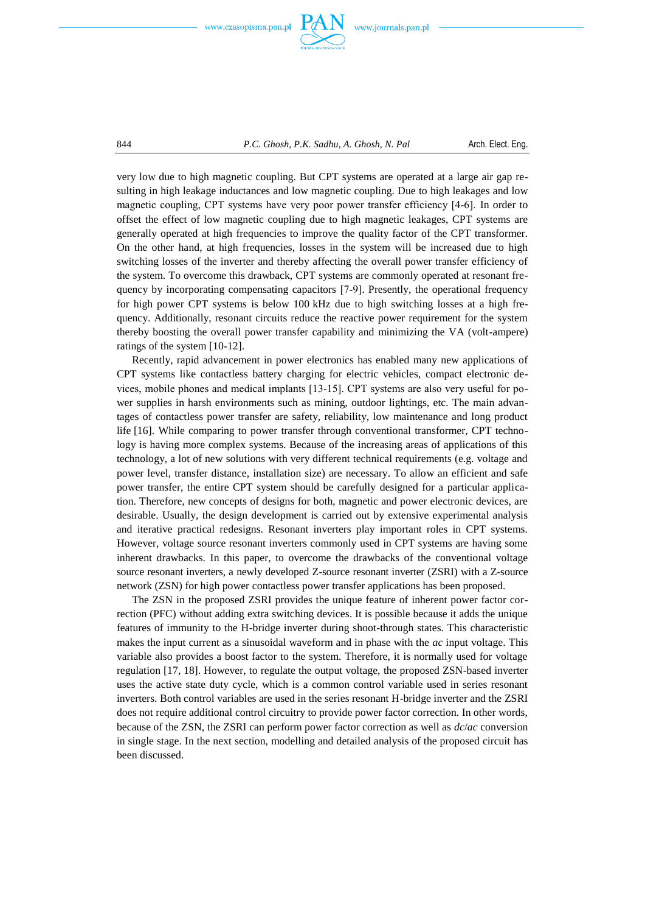very low due to high magnetic coupling. But CPT systems are operated at a large air gap resulting in high leakage inductances and low magnetic coupling. Due to high leakages and low magnetic coupling, CPT systems have very poor power transfer efficiency [4-6]. In order to offset the effect of low magnetic coupling due to high magnetic leakages, CPT systems are generally operated at high frequencies to improve the quality factor of the CPT transformer. On the other hand, at high frequencies, losses in the system will be increased due to high switching losses of the inverter and thereby affecting the overall power transfer efficiency of the system. To overcome this drawback, CPT systems are commonly operated at resonant frequency by incorporating compensating capacitors [7-9]. Presently, the operational frequency for high power CPT systems is below 100 kHz due to high switching losses at a high frequency. Additionally, resonant circuits reduce the reactive power requirement for the system thereby boosting the overall power transfer capability and minimizing the VA (volt-ampere) ratings of the system [10-12].

Recently, rapid advancement in power electronics has enabled many new applications of CPT systems like contactless battery charging for electric vehicles, compact electronic devices, mobile phones and medical implants [13-15]. CPT systems are also very useful for power supplies in harsh environments such as mining, outdoor lightings, etc. The main advantages of contactless power transfer are safety, reliability, low maintenance and long product life [16]. While comparing to power transfer through conventional transformer, CPT technology is having more complex systems. Because of the increasing areas of applications of this technology, a lot of new solutions with very different technical requirements (e.g. voltage and power level, transfer distance, installation size) are necessary. To allow an efficient and safe power transfer, the entire CPT system should be carefully designed for a particular application. Therefore, new concepts of designs for both, magnetic and power electronic devices, are desirable. Usually, the design development is carried out by extensive experimental analysis and iterative practical redesigns. Resonant inverters play important roles in CPT systems. However, voltage source resonant inverters commonly used in CPT systems are having some inherent drawbacks. In this paper, to overcome the drawbacks of the conventional voltage source resonant inverters, a newly developed Z-source resonant inverter (ZSRI) with a Z-source network (ZSN) for high power contactless power transfer applications has been proposed.

The ZSN in the proposed ZSRI provides the unique feature of inherent power factor correction (PFC) without adding extra switching devices. It is possible because it adds the unique features of immunity to the H-bridge inverter during shoot-through states. This characteristic makes the input current as a sinusoidal waveform and in phase with the *ac* input voltage. This variable also provides a boost factor to the system. Therefore, it is normally used for voltage regulation [17, 18]. However, to regulate the output voltage, the proposed ZSN-based inverter uses the active state duty cycle, which is a common control variable used in series resonant inverters. Both control variables are used in the series resonant H-bridge inverter and the ZSRI does not require additional control circuitry to provide power factor correction. In other words, because of the ZSN, the ZSRI can perform power factor correction as well as *dc*/*ac* conversion in single stage. In the next section, modelling and detailed analysis of the proposed circuit has been discussed.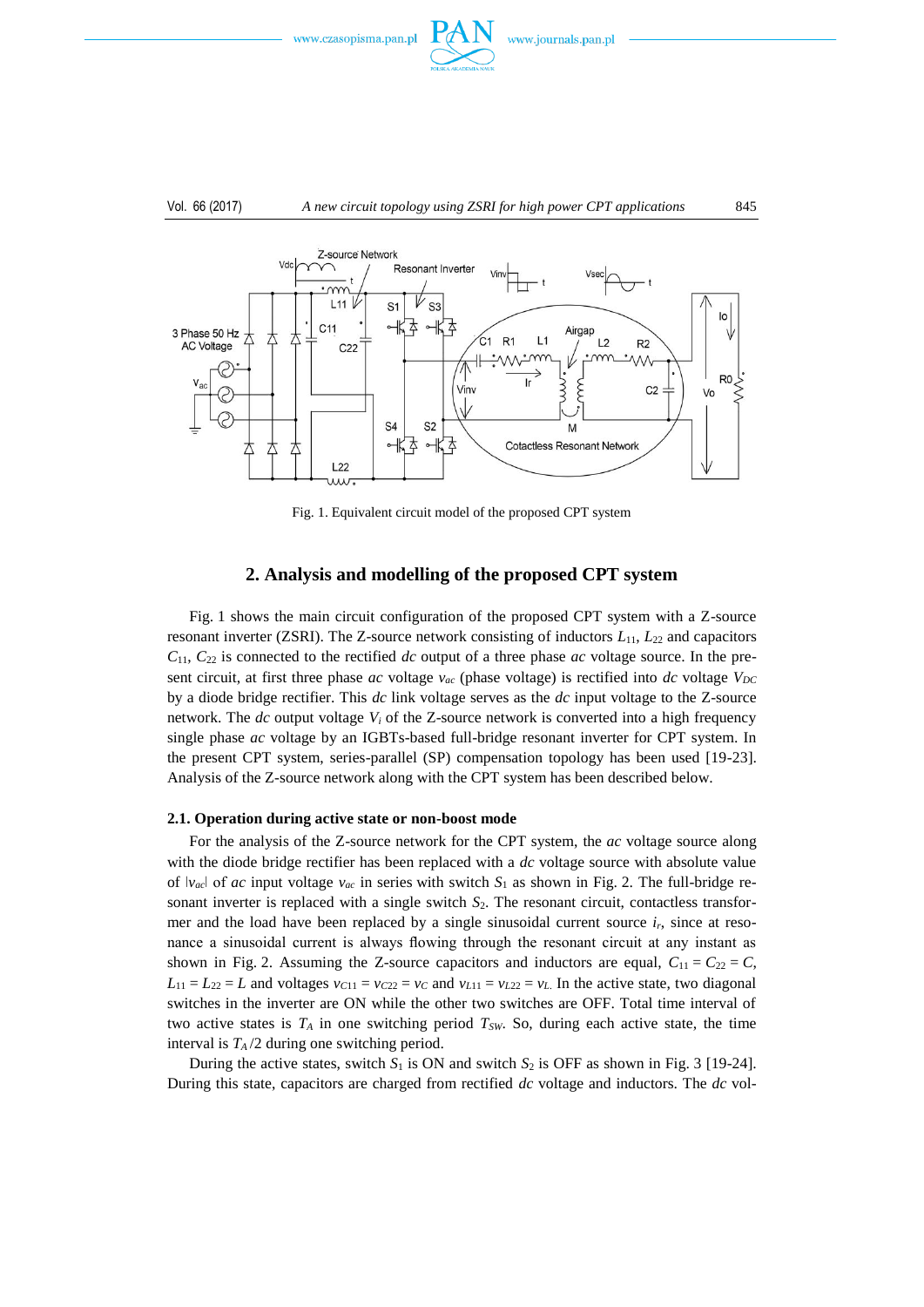Fig. 1. Equivalent circuit model of the proposed CPT system

## 2. Analysis and modelling of the proposed CPT system

Fig. 1 shows the main circuit configuration of the proposed CPT system with a Z-source resonant inverter (ZSRI). The Z-source network consisting of inductors $L_{11}$, $L_{22}$ and capacitors $C_{11}$, $C_{22}$ is connected to the rectified *dc* output of a three phase *ac* voltage source. In the present circuit, at first three phase *ac* voltage $v_{ac}$ (phase voltage) is rectified into *dc* voltage $V_{DC}$ by a diode bridge rectifier. This *dc* link voltage serves as the *dc* input voltage to the Z-source network. The *dc* output voltage $V_i$ of the Z-source network is converted into a high frequency single phase *ac* voltage by an IGBTs-based full-bridge resonant inverter for CPT system. In the present CPT system, series-parallel (SP) compensation topology has been used [19-23]. Analysis of the Z-source network along with the CPT system has been described below.

### 2.1. Operation during active state or non-boost mode

For the analysis of the Z-source network for the CPT system, the *ac* voltage source along with the diode bridge rectifier has been replaced with a *dc* voltage source with absolute value of $|v_{ac}|$ of *ac* input voltage $v_{ac}$ in series with switch $S_1$ as shown in Fig. 2. The full-bridge resonant inverter is replaced with a single switch $S_2$. The resonant circuit, contactless transformer and the load have been replaced by a single sinusoidal current source $i_r$, since at resonance a sinusoidal current is always flowing through the resonant circuit at any instant as shown in Fig. 2. Assuming the Z-source capacitors and inductors are equal, $C_{11} = C_{22} = C$, $L_{11} = L_{22} = L$ and voltages $v_{C11} = v_{C22} = v_C$ and $v_{L11} = v_{L22} = v_L$. In the active state, two diagonal switches in the inverter are ON while the other two switches are OFF. Total time interval of two active states is $T_A$ in one switching period $T_{SW}$. So, during each active state, the time interval is $T_A/2$ during one switching period.

During the active states, switch $S_1$ is ON and switch $S_2$ is OFF as shown in Fig. 3 [19-24]. During this state, capacitors are charged from rectified *dc* voltage and inductors. The *dc* vol-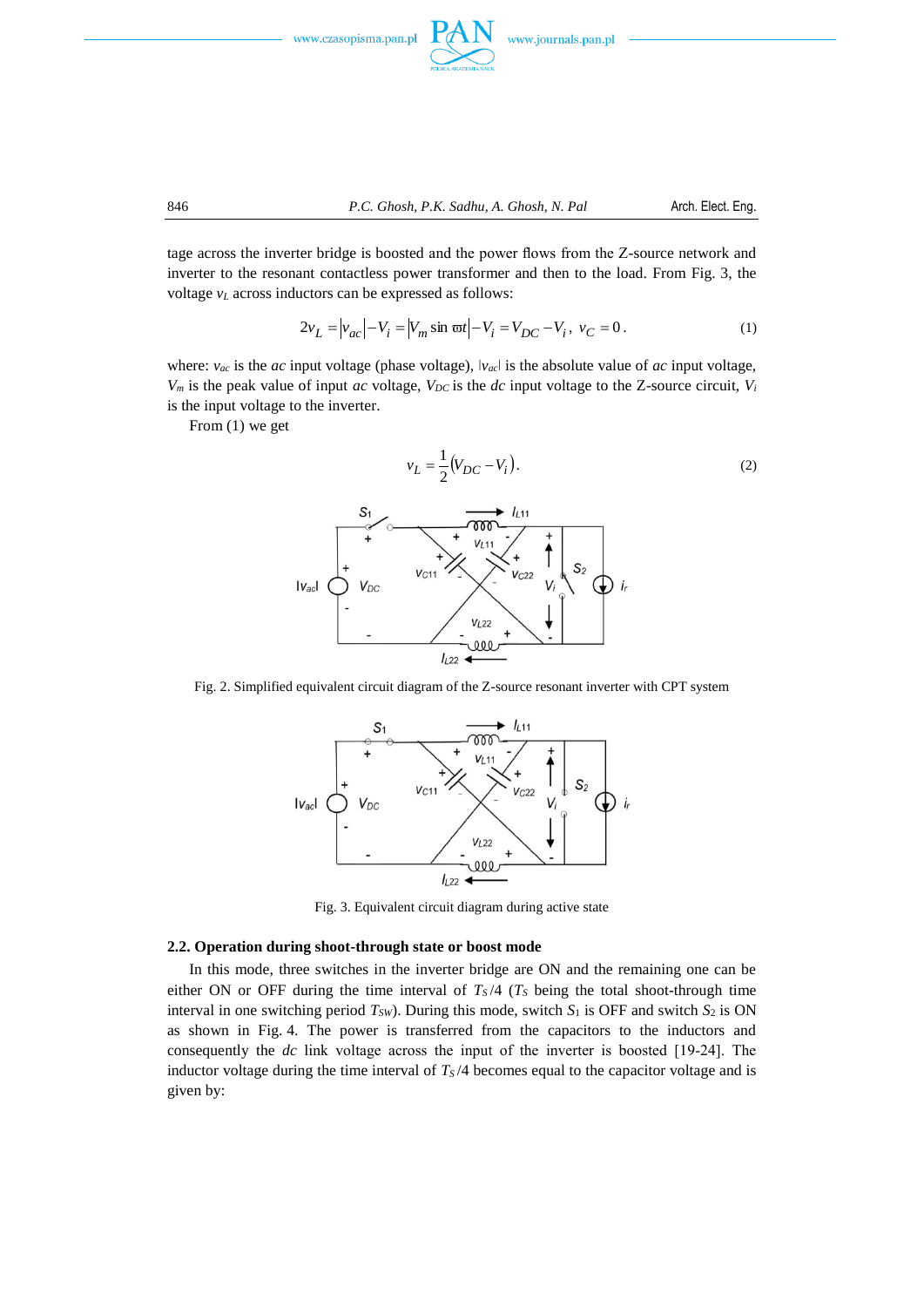tage across the inverter bridge is boosted and the power flows from the Z-source network and inverter to the resonant contactless power transformer and then to the load. From Fig. 3, the voltage $v_L$ across inductors can be expressed as follows:

$$2v_L = |v_{ac}| - V_i = |V_m \sin \varpi t| - V_i = V_{DC} - V_i,\ v_C = 0. \tag{1}$$

where: $v_{ac}$ is the *ac* input voltage (phase voltage), $|v_{ac}|$ is the absolute value of *ac* input voltage, $V_m$ is the peak value of input *ac* voltage, $V_{DC}$ is the *dc* input voltage to the Z-source circuit, $V_i$ is the input voltage to the inverter.

From (1) we get

$$v_L = \frac{1}{2}(V_{DC} - V_i). \tag{2}$$

Fig. 2. Simplified equivalent circuit diagram of the Z-source resonant inverter with CPT system

Fig. 3. Equivalent circuit diagram during active state

### 2.2. Operation during shoot-through state or boost mode

In this mode, three switches in the inverter bridge are ON and the remaining one can be either ON or OFF during the time interval of $T_S/4$ ($T_S$ being the total shoot-through time interval in one switching period $T_{SW}$). During this mode, switch $S_1$ is OFF and switch $S_2$ is ON as shown in Fig. 4. The power is transferred from the capacitors to the inductors and consequently the *dc* link voltage across the input of the inverter is boosted [19-24]. The inductor voltage during the time interval of $T_S/4$ becomes equal to the capacitor voltage and is given by: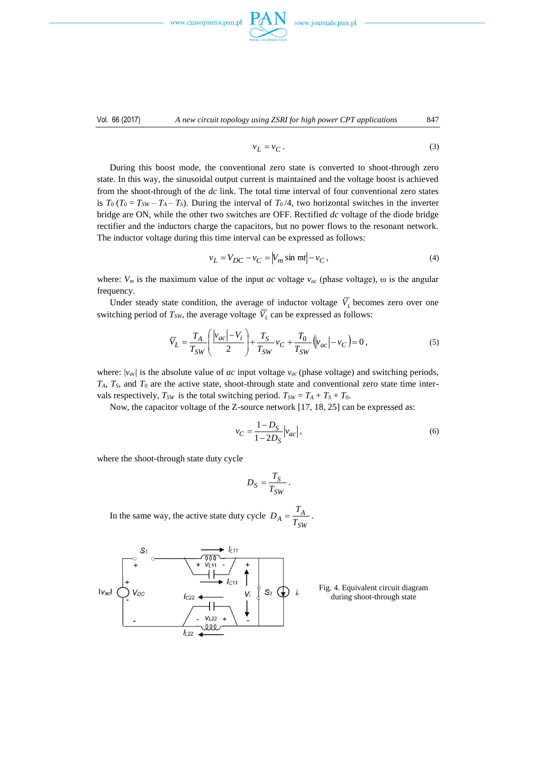$$v_L = v_C . \tag{3}$$

During this boost mode, the conventional zero state is converted to shoot-through zero state. In this way, the sinusoidal output current is maintained and the voltage boost is achieved from the shoot-through of the *dc* link. The total time interval of four conventional zero states is $T_0$ ($T_0 = T_{SW} - T_A - T_S$). During the interval of $T_0/4$, two horizontal switches in the inverter bridge are ON, while the other two switches are OFF. Rectified *dc* voltage of the diode bridge rectifier and the inductors charge the capacitors, but no power flows to the resonant network. The inductor voltage during this time interval can be expressed as follows:

$$v_L = V_{DC} - v_C = \left| V_m \sin \omega t \right| - v_C , \tag{4}$$

where: $V_m$ is the maximum value of the input *ac* voltage $v_{ac}$ (phase voltage), ω is the angular frequency.

Under steady state condition, the average of inductor voltage $\overline{V_L}$ becomes zero over one switching period of $T_{SW}$, the average voltage $\overline{V_L}$ can be expressed as follows:

$$\overline{V_L} = \frac{T_A}{T_{SW}} \left( \frac{\left| v_{ac} \right| - V_i}{2} \right) + \frac{T_S}{T_{SW}} v_C + \frac{T_0}{T_{SW}} \left( \left| v_{ac} \right| - v_C \right) = 0 , \tag{5}$$

where: $|v_{ac}|$ is the absolute value of *ac* input voltage $v_{ac}$ (phase voltage) and switching periods, $T_A$, $T_S$, and $T_0$ are the active state, shoot-through state and conventional zero state time intervals respectively, $T_{SW}$ is the total switching period. $T_{SW} = T_A + T_S + T_0$.

Now, the capacitor voltage of the Z-source network [17, 18, 25] can be expressed as:

$$v_C = \frac{1 - D_S}{1 - 2D_S} \left| v_{ac} \right| , \tag{6}$$

where the shoot-through state duty cycle

$$D_S = \frac{T_S}{T_{SW}} .$$

In the same way, the active state duty cycle $D_A = \dfrac{T_A}{T_{SW}}$.

Fig. 4. Equivalent circuit diagram during shoot-through state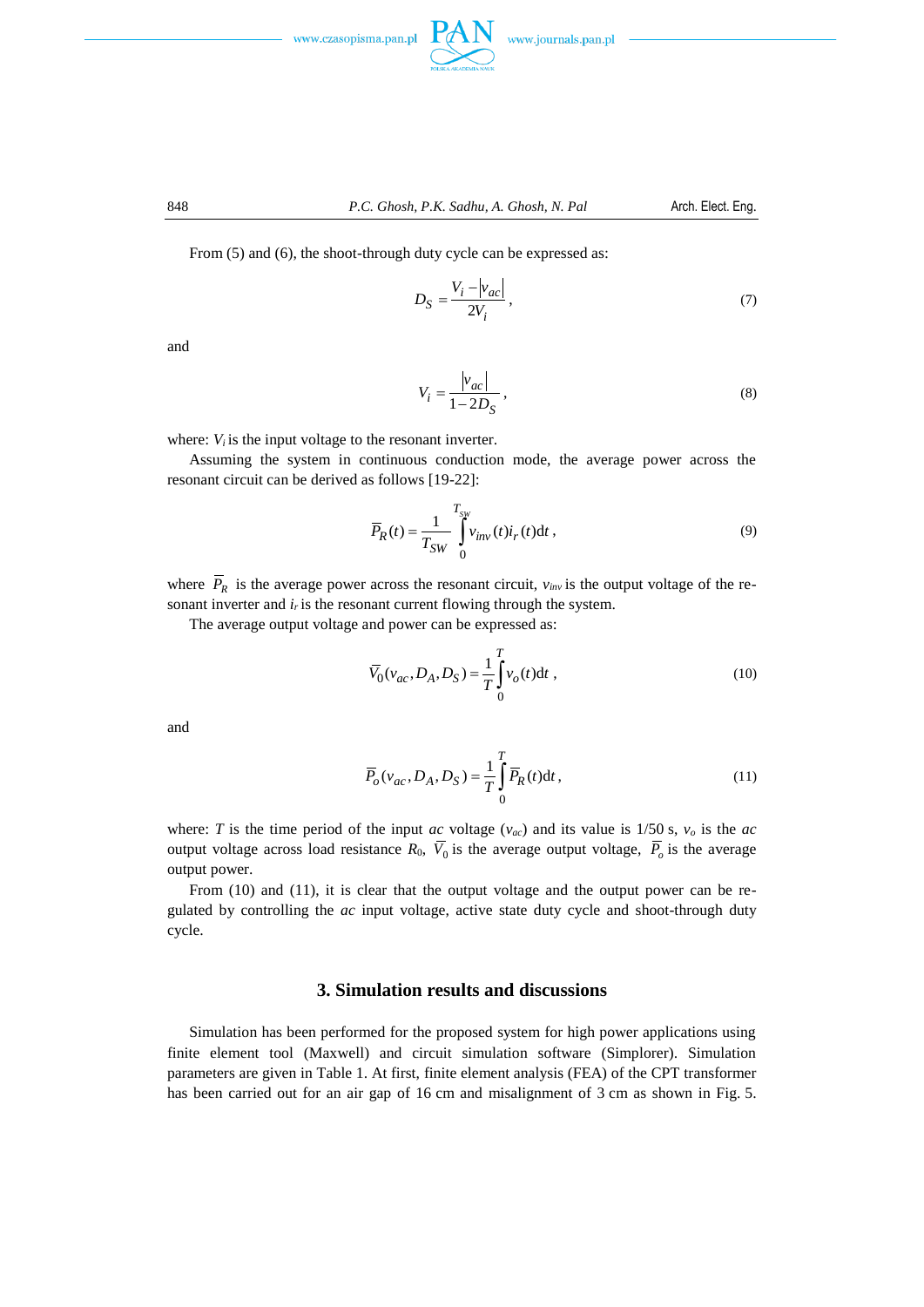From (5) and (6), the shoot-through duty cycle can be expressed as:

$$D_S = \frac{V_i - |v_{ac}|}{2V_i}, \tag{7}$$

and

$$V_i = \frac{|v_{ac}|}{1 - 2D_S}, \tag{8}$$

where: $V_i$ is the input voltage to the resonant inverter.

Assuming the system in continuous conduction mode, the average power across the resonant circuit can be derived as follows [19-22]:

$$\overline{P}_R(t) = \frac{1}{T_{SW}} \int_0^{T_{sw}} v_{inv}(t) i_r(t) \mathrm{d}t, \tag{9}$$

where $\overline{P}_R$ is the average power across the resonant circuit, $v_{inv}$ is the output voltage of the resonant inverter and $i_r$ is the resonant current flowing through the system.

The average output voltage and power can be expressed as:

$$\overline{V}_0(v_{ac}, D_A, D_S) = \frac{1}{T} \int_0^{T} v_o(t) \mathrm{d}t, \tag{10}$$

and

$$\overline{P}_o(v_{ac}, D_A, D_S) = \frac{1}{T} \int_0^{T} \overline{P}_R(t) \mathrm{d}t, \tag{11}$$

where: $T$ is the time period of the input *ac* voltage ($v_{ac}$) and its value is 1/50 s, $v_o$ is the *ac* output voltage across load resistance $R_0$, $\overline{V}_0$ is the average output voltage, $\overline{P}_o$ is the average output power.

From (10) and (11), it is clear that the output voltage and the output power can be regulated by controlling the *ac* input voltage, active state duty cycle and shoot-through duty cycle.

## 3. Simulation results and discussions

Simulation has been performed for the proposed system for high power applications using finite element tool (Maxwell) and circuit simulation software (Simplorer). Simulation parameters are given in Table 1. At first, finite element analysis (FEA) of the CPT transformer has been carried out for an air gap of 16 cm and misalignment of 3 cm as shown in Fig. 5.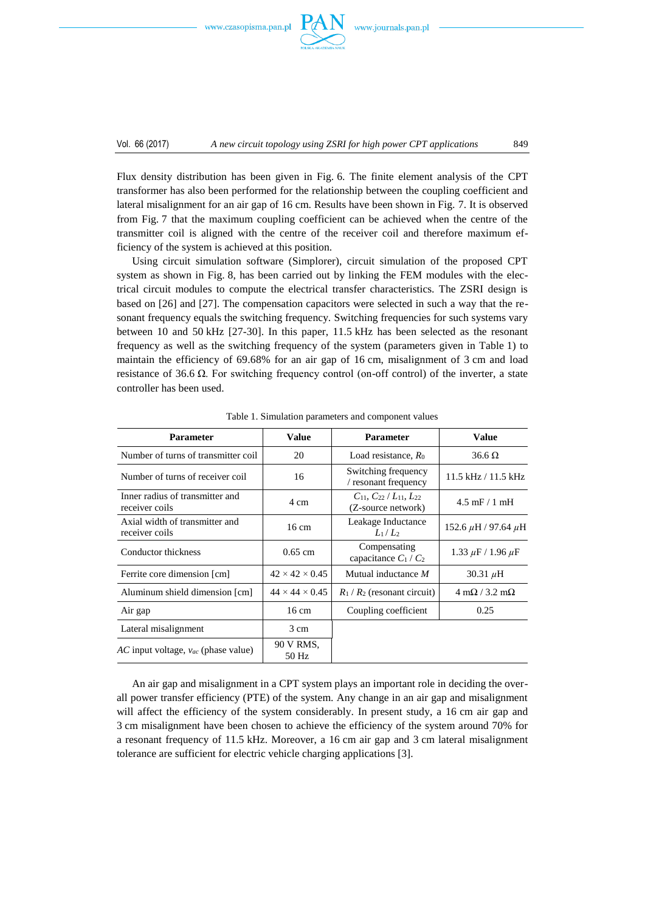Flux density distribution has been given in Fig. 6. The finite element analysis of the CPT transformer has also been performed for the relationship between the coupling coefficient and lateral misalignment for an air gap of 16 cm. Results have been shown in Fig. 7. It is observed from Fig. 7 that the maximum coupling coefficient can be achieved when the centre of the transmitter coil is aligned with the centre of the receiver coil and therefore maximum efficiency of the system is achieved at this position.

Using circuit simulation software (Simplorer), circuit simulation of the proposed CPT system as shown in Fig. 8, has been carried out by linking the FEM modules with the electrical circuit modules to compute the electrical transfer characteristics. The ZSRI design is based on [26] and [27]. The compensation capacitors were selected in such a way that the resonant frequency equals the switching frequency. Switching frequencies for such systems vary between 10 and 50 kHz [27-30]. In this paper, 11.5 kHz has been selected as the resonant frequency as well as the switching frequency of the system (parameters given in Table 1) to maintain the efficiency of 69.68% for an air gap of 16 cm, misalignment of 3 cm and load resistance of 36.6 Ω. For switching frequency control (on-off control) of the inverter, a state controller has been used.

Table 1. Simulation parameters and component values

| Parameter | Value | Parameter | Value |
|---|---|---|---|
| Number of turns of transmitter coil | 20 | Load resistance, $R_0$ | 36.6 Ω |
| Number of turns of receiver coil | 16 | Switching frequency / resonant frequency | 11.5 kHz / 11.5 kHz |
| Inner radius of transmitter and receiver coils | 4 cm | $C_{11}$, $C_{22}$ / $L_{11}$, $L_{22}$ (Z-source network) | 4.5 mF / 1 mH |
| Axial width of transmitter and receiver coils | 16 cm | Leakage Inductance $L_1$ / $L_2$ | 152.6 $\mu$H / 97.64 $\mu$H |
| Conductor thickness | 0.65 cm | Compensating capacitance $C_1$ / $C_2$ | 1.33 $\mu$F / 1.96 $\mu$F |
| Ferrite core dimension [cm] | 42 × 42 × 0.45 | Mutual inductance $M$ | 30.31 $\mu$H |
| Aluminum shield dimension [cm] | 44 × 44 × 0.45 | $R_1$ / $R_2$ (resonant circuit) | 4 mΩ / 3.2 mΩ |
| Air gap | 16 cm | Coupling coefficient | 0.25 |
| Lateral misalignment | 3 cm | | |
| *AC* input voltage, $v_{ac}$ (phase value) | 90 V RMS, 50 Hz | | |

An air gap and misalignment in a CPT system plays an important role in deciding the overall power transfer efficiency (PTE) of the system. Any change in an air gap and misalignment will affect the efficiency of the system considerably. In present study, a 16 cm air gap and 3 cm misalignment have been chosen to achieve the efficiency of the system around 70% for a resonant frequency of 11.5 kHz. Moreover, a 16 cm air gap and 3 cm lateral misalignment tolerance are sufficient for electric vehicle charging applications [3].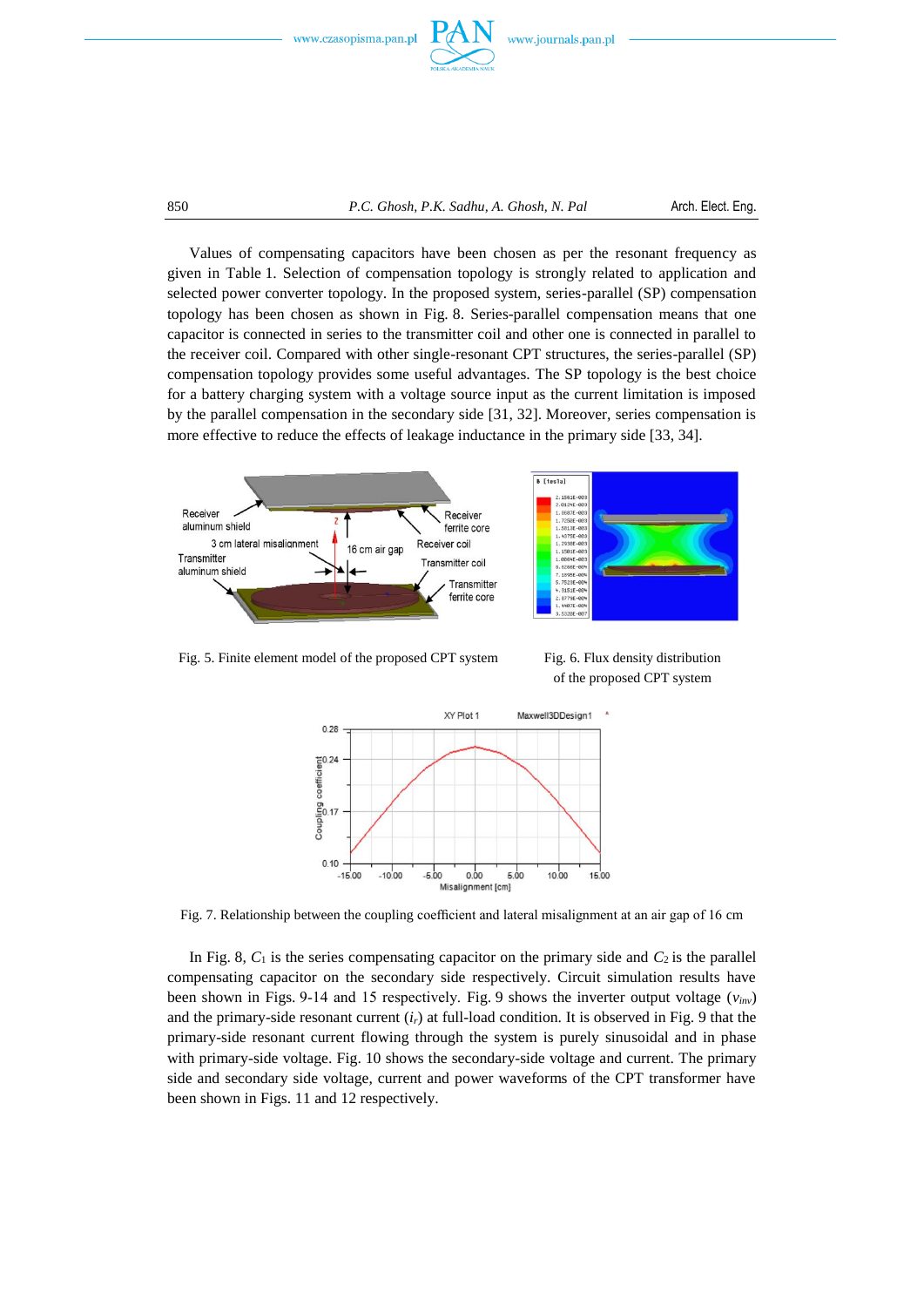Values of compensating capacitors have been chosen as per the resonant frequency as given in Table 1. Selection of compensation topology is strongly related to application and selected power converter topology. In the proposed system, series-parallel (SP) compensation topology has been chosen as shown in Fig. 8. Series-parallel compensation means that one capacitor is connected in series to the transmitter coil and other one is connected in parallel to the receiver coil. Compared with other single-resonant CPT structures, the series-parallel (SP) compensation topology provides some useful advantages. The SP topology is the best choice for a battery charging system with a voltage source input as the current limitation is imposed by the parallel compensation in the secondary side [31, 32]. Moreover, series compensation is more effective to reduce the effects of leakage inductance in the primary side [33, 34].

Fig. 5. Finite element model of the proposed CPT system

Fig. 6. Flux density distribution of the proposed CPT system

Fig. 7. Relationship between the coupling coefficient and lateral misalignment at an air gap of 16 cm

In Fig. 8, $C_1$ is the series compensating capacitor on the primary side and $C_2$ is the parallel compensating capacitor on the secondary side respectively. Circuit simulation results have been shown in Figs. 9-14 and 15 respectively. Fig. 9 shows the inverter output voltage ($v_{inv}$) and the primary-side resonant current ($i_r$) at full-load condition. It is observed in Fig. 9 that the primary-side resonant current flowing through the system is purely sinusoidal and in phase with primary-side voltage. Fig. 10 shows the secondary-side voltage and current. The primary side and secondary side voltage, current and power waveforms of the CPT transformer have been shown in Figs. 11 and 12 respectively.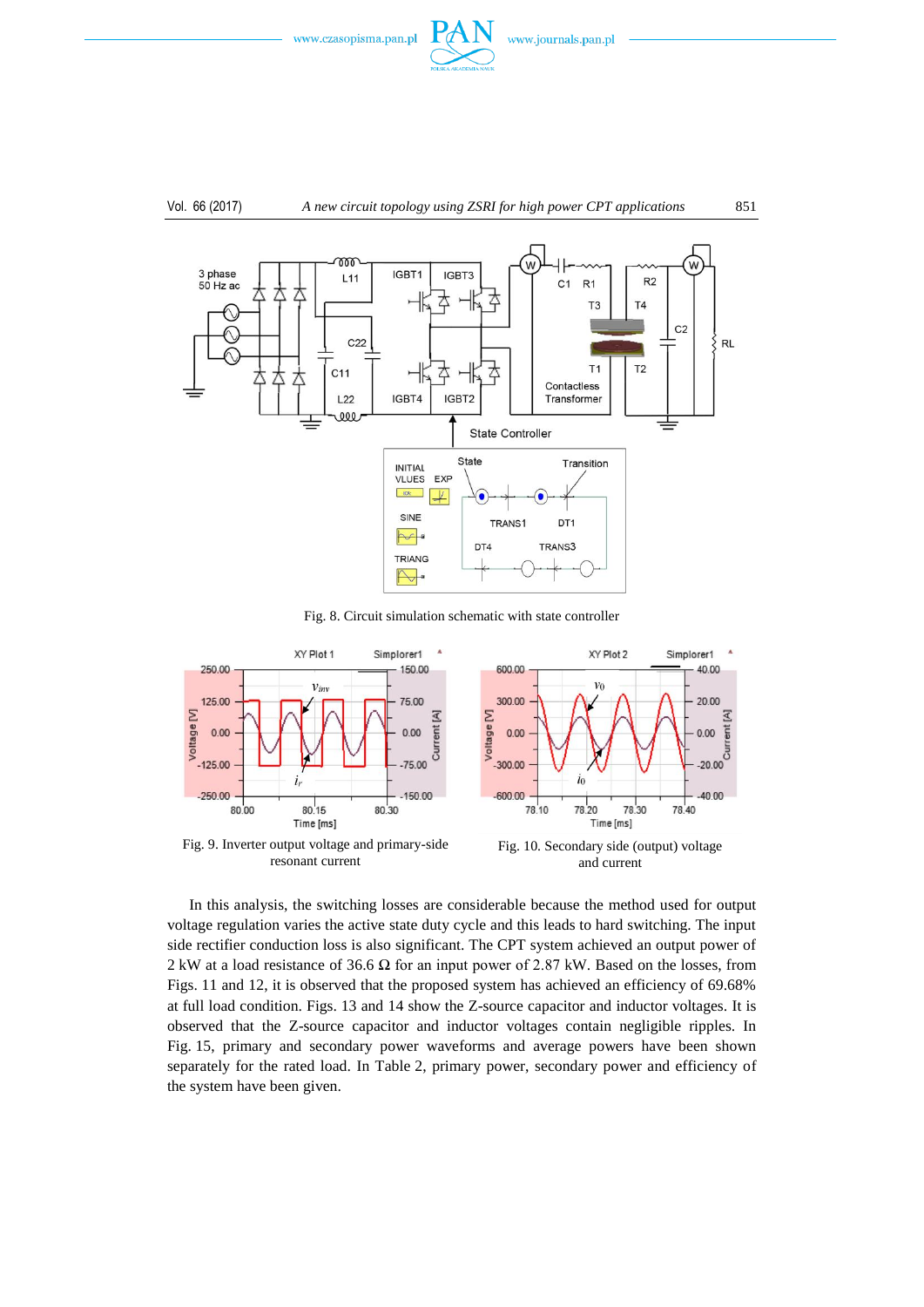Fig. 8. Circuit simulation schematic with state controller

Fig. 9. Inverter output voltage and primary-side resonant current

Fig. 10. Secondary side (output) voltage and current

In this analysis, the switching losses are considerable because the method used for output voltage regulation varies the active state duty cycle and this leads to hard switching. The input side rectifier conduction loss is also significant. The CPT system achieved an output power of 2 kW at a load resistance of 36.6 Ω for an input power of 2.87 kW. Based on the losses, from Figs. 11 and 12, it is observed that the proposed system has achieved an efficiency of 69.68% at full load condition. Figs. 13 and 14 show the Z-source capacitor and inductor voltages. It is observed that the Z-source capacitor and inductor voltages contain negligible ripples. In Fig. 15, primary and secondary power waveforms and average powers have been shown separately for the rated load. In Table 2, primary power, secondary power and efficiency of the system have been given.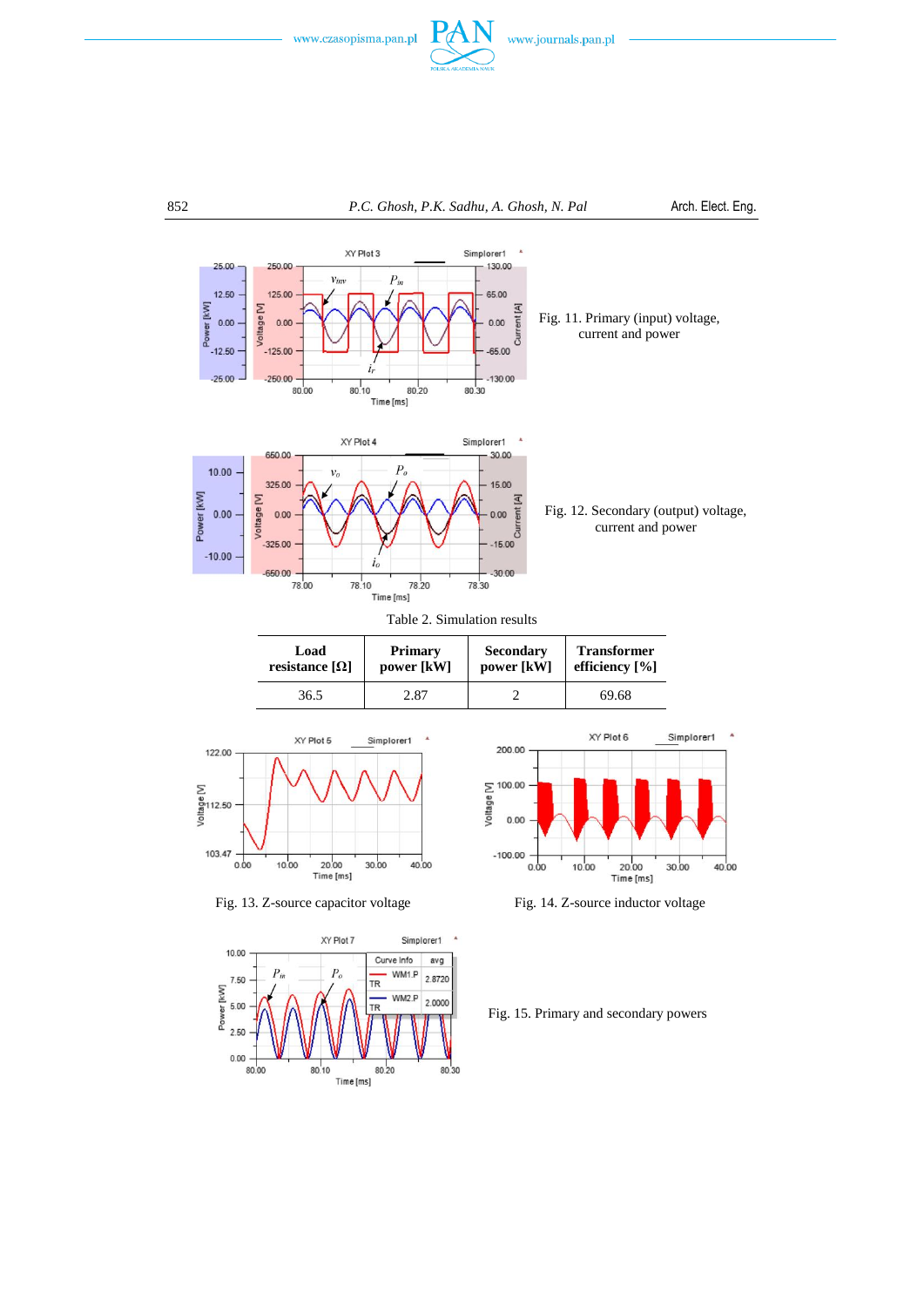Fig. 11. Primary (input) voltage, current and power

Fig. 12. Secondary (output) voltage, current and power

Table 2. Simulation results

| Load resistance [Ω] | Primary power [kW] | Secondary power [kW] | Transformer efficiency [%] |
|---|---|---|---|
| 36.5 | 2.87 | 2 | 69.68 |

Fig. 13. Z-source capacitor voltage

Fig. 14. Z-source inductor voltage

Fig. 15. Primary and secondary powers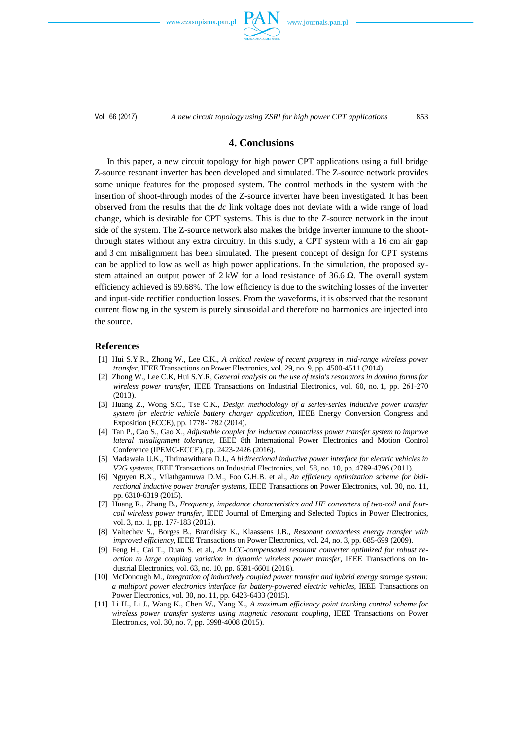## 4. Conclusions

In this paper, a new circuit topology for high power CPT applications using a full bridge Z-source resonant inverter has been developed and simulated. The Z-source network provides some unique features for the proposed system. The control methods in the system with the insertion of shoot-through modes of the Z-source inverter have been investigated. It has been observed from the results that the *dc* link voltage does not deviate with a wide range of load change, which is desirable for CPT systems. This is due to the Z-source network in the input side of the system. The Z-source network also makes the bridge inverter immune to the shoot-through states without any extra circuitry. In this study, a CPT system with a 16 cm air gap and 3 cm misalignment has been simulated. The present concept of design for CPT systems can be applied to low as well as high power applications. In the simulation, the proposed system attained an output power of 2 kW for a load resistance of 36.6 Ω. The overall system efficiency achieved is 69.68%. The low efficiency is due to the switching losses of the inverter and input-side rectifier conduction losses. From the waveforms, it is observed that the resonant current flowing in the system is purely sinusoidal and therefore no harmonics are injected into the source.

## References

[1] Hui S.Y.R., Zhong W., Lee C.K., *A critical review of recent progress in mid-range wireless power transfer*, IEEE Transactions on Power Electronics, vol. 29, no. 9, pp. 4500-4511 (2014).

[2] Zhong W., Lee C.K, Hui S.Y.R, *General analysis on the use of tesla's resonators in domino forms for wireless power transfer*, IEEE Transactions on Industrial Electronics, vol. 60, no. 1, pp. 261-270 (2013).

[3] Huang Z., Wong S.C., Tse C.K., *Design methodology of a series-series inductive power transfer system for electric vehicle battery charger application*, IEEE Energy Conversion Congress and Exposition (ECCE), pp. 1778-1782 (2014).

[4] Tan P., Cao S., Gao X., *Adjustable coupler for inductive contactless power transfer system to improve lateral misalignment tolerance*, IEEE 8th International Power Electronics and Motion Control Conference (IPEMC-ECCE), pp. 2423-2426 (2016).

[5] Madawala U.K., Thrimawithana D.J., *A bidirectional inductive power interface for electric vehicles in V2G systems*, IEEE Transactions on Industrial Electronics, vol. 58, no. 10, pp. 4789-4796 (2011).

[6] Nguyen B.X., Vilathgamuwa D.M., Foo G.H.B. et al., *An efficiency optimization scheme for bidirectional inductive power transfer systems*, IEEE Transactions on Power Electronics, vol. 30, no. 11, pp. 6310-6319 (2015).

[7] Huang R., Zhang B., *Frequency, impedance characteristics and HF converters of two-coil and four-coil wireless power transfer*, IEEE Journal of Emerging and Selected Topics in Power Electronics, vol. 3, no. 1, pp. 177-183 (2015).

[8] Valtechev S., Borges B., Brandisky K., Klaassens J.B., *Resonant contactless energy transfer with improved efficiency*, IEEE Transactions on Power Electronics, vol. 24, no. 3, pp. 685-699 (2009).

[9] Feng H., Cai T., Duan S. et al., *An LCC-compensated resonant converter optimized for robust reaction to large coupling variation in dynamic wireless power transfer*, IEEE Transactions on Industrial Electronics, vol. 63, no. 10, pp. 6591-6601 (2016).

[10] McDonough M., *Integration of inductively coupled power transfer and hybrid energy storage system: a multiport power electronics interface for battery-powered electric vehicles*, IEEE Transactions on Power Electronics, vol. 30, no. 11, pp. 6423-6433 (2015).

[11] Li H., Li J., Wang K., Chen W., Yang X., *A maximum efficiency point tracking control scheme for wireless power transfer systems using magnetic resonant coupling*, IEEE Transactions on Power Electronics, vol. 30, no. 7, pp. 3998-4008 (2015).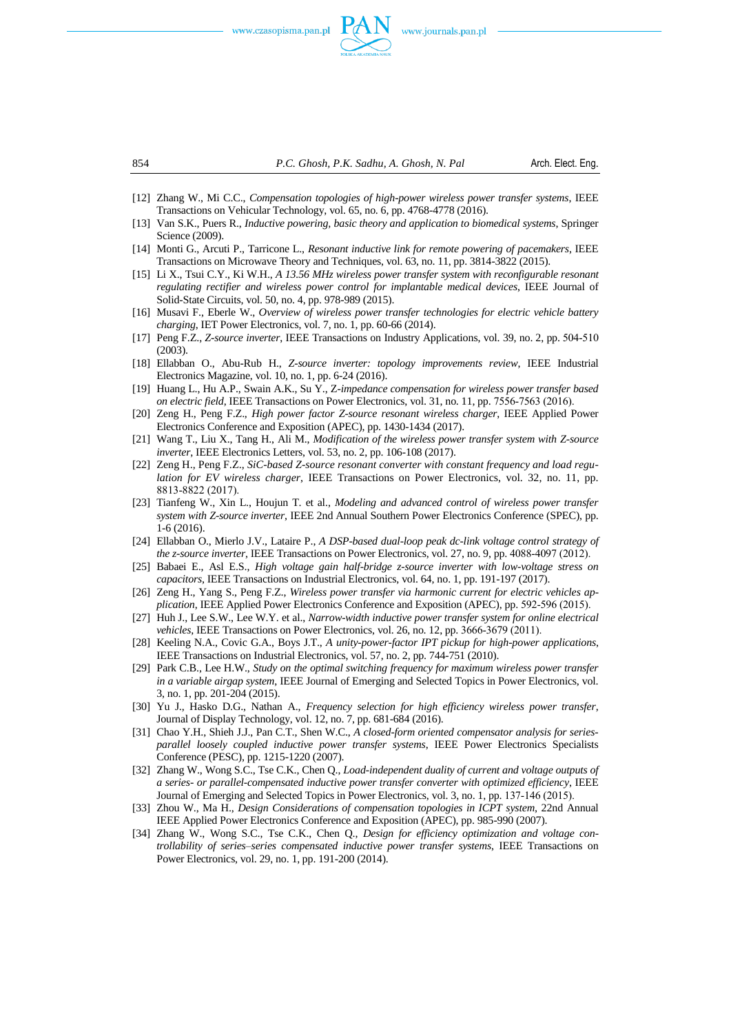[12] Zhang W., Mi C.C., *Compensation topologies of high-power wireless power transfer systems*, IEEE Transactions on Vehicular Technology, vol. 65, no. 6, pp. 4768-4778 (2016).

[13] Van S.K., Puers R., *Inductive powering, basic theory and application to biomedical systems*, Springer Science (2009).

[14] Monti G., Arcuti P., Tarricone L., *Resonant inductive link for remote powering of pacemakers*, IEEE Transactions on Microwave Theory and Techniques, vol. 63, no. 11, pp. 3814-3822 (2015).

[15] Li X., Tsui C.Y., Ki W.H., *A 13.56 MHz wireless power transfer system with reconfigurable resonant regulating rectifier and wireless power control for implantable medical devices*, IEEE Journal of Solid-State Circuits, vol. 50, no. 4, pp. 978-989 (2015).

[16] Musavi F., Eberle W., *Overview of wireless power transfer technologies for electric vehicle battery charging*, IET Power Electronics, vol. 7, no. 1, pp. 60-66 (2014).

[17] Peng F.Z., *Z-source inverter*, IEEE Transactions on Industry Applications, vol. 39, no. 2, pp. 504-510 (2003).

[18] Ellabban O., Abu-Rub H., *Z-source inverter: topology improvements review*, IEEE Industrial Electronics Magazine, vol. 10, no. 1, pp. 6-24 (2016).

[19] Huang L., Hu A.P., Swain A.K., Su Y., *Z-impedance compensation for wireless power transfer based on electric field*, IEEE Transactions on Power Electronics, vol. 31, no. 11, pp. 7556-7563 (2016).

[20] Zeng H., Peng F.Z., *High power factor Z-source resonant wireless charger*, IEEE Applied Power Electronics Conference and Exposition (APEC), pp. 1430-1434 (2017).

[21] Wang T., Liu X., Tang H., Ali M., *Modification of the wireless power transfer system with Z-source inverter*, IEEE Electronics Letters, vol. 53, no. 2, pp. 106-108 (2017).

[22] Zeng H., Peng F.Z., *SiC-based Z-source resonant converter with constant frequency and load regulation for EV wireless charger*, IEEE Transactions on Power Electronics, vol. 32, no. 11, pp. 8813-8822 (2017).

[23] Tianfeng W., Xin L., Houjun T. et al., *Modeling and advanced control of wireless power transfer system with Z-source inverter*, IEEE 2nd Annual Southern Power Electronics Conference (SPEC), pp. 1-6 (2016).

[24] Ellabban O., Mierlo J.V., Lataire P., *A DSP-based dual-loop peak dc-link voltage control strategy of the z-source inverter*, IEEE Transactions on Power Electronics, vol. 27, no. 9, pp. 4088-4097 (2012).

[25] Babaei E., Asl E.S., *High voltage gain half-bridge z-source inverter with low-voltage stress on capacitors*, IEEE Transactions on Industrial Electronics, vol. 64, no. 1, pp. 191-197 (2017).

[26] Zeng H., Yang S., Peng F.Z., *Wireless power transfer via harmonic current for electric vehicles application*, IEEE Applied Power Electronics Conference and Exposition (APEC), pp. 592-596 (2015).

[27] Huh J., Lee S.W., Lee W.Y. et al., *Narrow-width inductive power transfer system for online electrical vehicles*, IEEE Transactions on Power Electronics, vol. 26, no. 12, pp. 3666-3679 (2011).

[28] Keeling N.A., Covic G.A., Boys J.T., *A unity-power-factor IPT pickup for high-power applications*, IEEE Transactions on Industrial Electronics, vol. 57, no. 2, pp. 744-751 (2010).

[29] Park C.B., Lee H.W., *Study on the optimal switching frequency for maximum wireless power transfer in a variable airgap system*, IEEE Journal of Emerging and Selected Topics in Power Electronics, vol. 3, no. 1, pp. 201-204 (2015).

[30] Yu J., Hasko D.G., Nathan A., *Frequency selection for high efficiency wireless power transfer*, Journal of Display Technology, vol. 12, no. 7, pp. 681-684 (2016).

[31] Chao Y.H., Shieh J.J., Pan C.T., Shen W.C., *A closed-form oriented compensator analysis for series-parallel loosely coupled inductive power transfer systems*, IEEE Power Electronics Specialists Conference (PESC), pp. 1215-1220 (2007).

[32] Zhang W., Wong S.C., Tse C.K., Chen Q., *Load-independent duality of current and voltage outputs of a series- or parallel-compensated inductive power transfer converter with optimized efficiency*, IEEE Journal of Emerging and Selected Topics in Power Electronics, vol. 3, no. 1, pp. 137-146 (2015).

[33] Zhou W., Ma H., *Design Considerations of compensation topologies in ICPT system*, 22nd Annual IEEE Applied Power Electronics Conference and Exposition (APEC), pp. 985-990 (2007).

[34] Zhang W., Wong S.C., Tse C.K., Chen Q., *Design for efficiency optimization and voltage controllability of series–series compensated inductive power transfer systems*, IEEE Transactions on Power Electronics, vol. 29, no. 1, pp. 191-200 (2014).